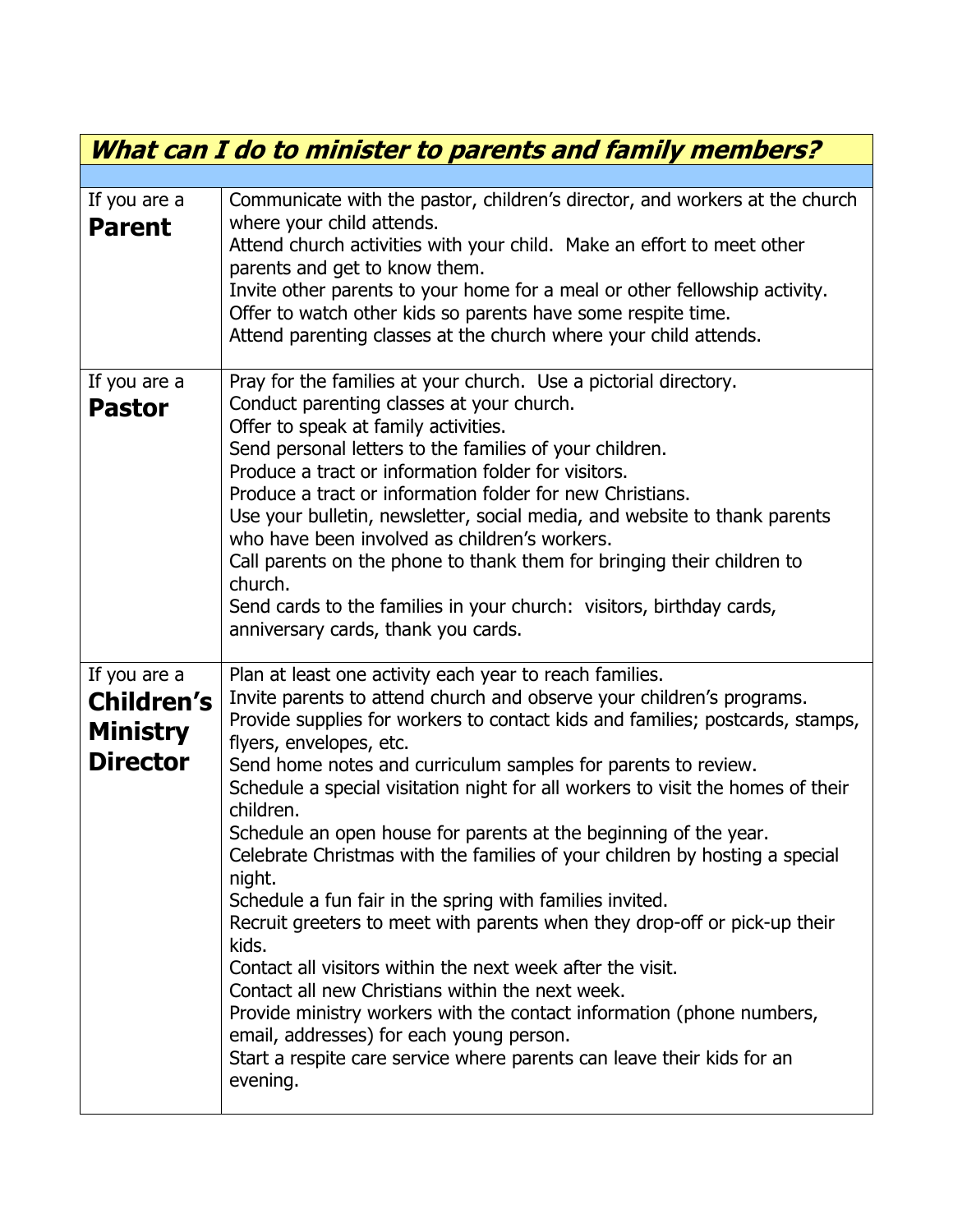| *What can I do to minister to parents and family members?* | |
|---|---|
| | |
| If you are a **Parent** | Communicate with the pastor, children's director, and workers at the church where your child attends.<br>Attend church activities with your child. Make an effort to meet other parents and get to know them.<br>Invite other parents to your home for a meal or other fellowship activity.<br>Offer to watch other kids so parents have some respite time.<br>Attend parenting classes at the church where your child attends. |
| If you are a **Pastor** | Pray for the families at your church. Use a pictorial directory.<br>Conduct parenting classes at your church.<br>Offer to speak at family activities.<br>Send personal letters to the families of your children.<br>Produce a tract or information folder for visitors.<br>Produce a tract or information folder for new Christians.<br>Use your bulletin, newsletter, social media, and website to thank parents who have been involved as children's workers.<br>Call parents on the phone to thank them for bringing their children to church.<br>Send cards to the families in your church: visitors, birthday cards, anniversary cards, thank you cards. |
| If you are a **Children's Ministry Director** | Plan at least one activity each year to reach families.<br>Invite parents to attend church and observe your children's programs.<br>Provide supplies for workers to contact kids and families; postcards, stamps, flyers, envelopes, etc.<br>Send home notes and curriculum samples for parents to review.<br>Schedule a special visitation night for all workers to visit the homes of their children.<br>Schedule an open house for parents at the beginning of the year.<br>Celebrate Christmas with the families of your children by hosting a special night.<br>Schedule a fun fair in the spring with families invited.<br>Recruit greeters to meet with parents when they drop-off or pick-up their kids.<br>Contact all visitors within the next week after the visit.<br>Contact all new Christians within the next week.<br>Provide ministry workers with the contact information (phone numbers, email, addresses) for each young person.<br>Start a respite care service where parents can leave their kids for an evening. |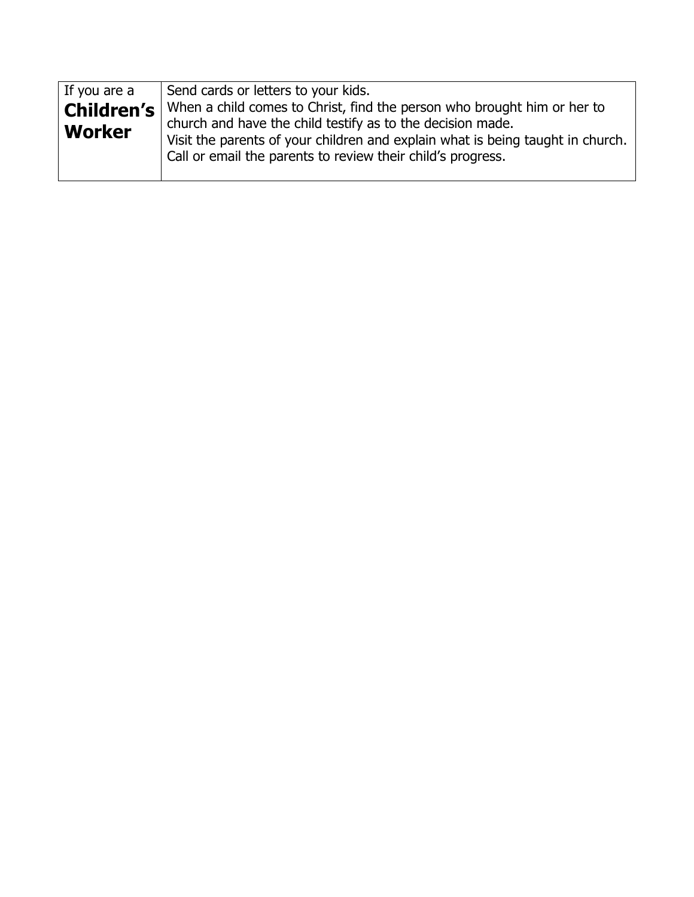| | |
|---|---|
| If you are a **Children's Worker** | Send cards or letters to your kids.<br>When a child comes to Christ, find the person who brought him or her to church and have the child testify as to the decision made.<br>Visit the parents of your children and explain what is being taught in church.<br>Call or email the parents to review their child's progress. |